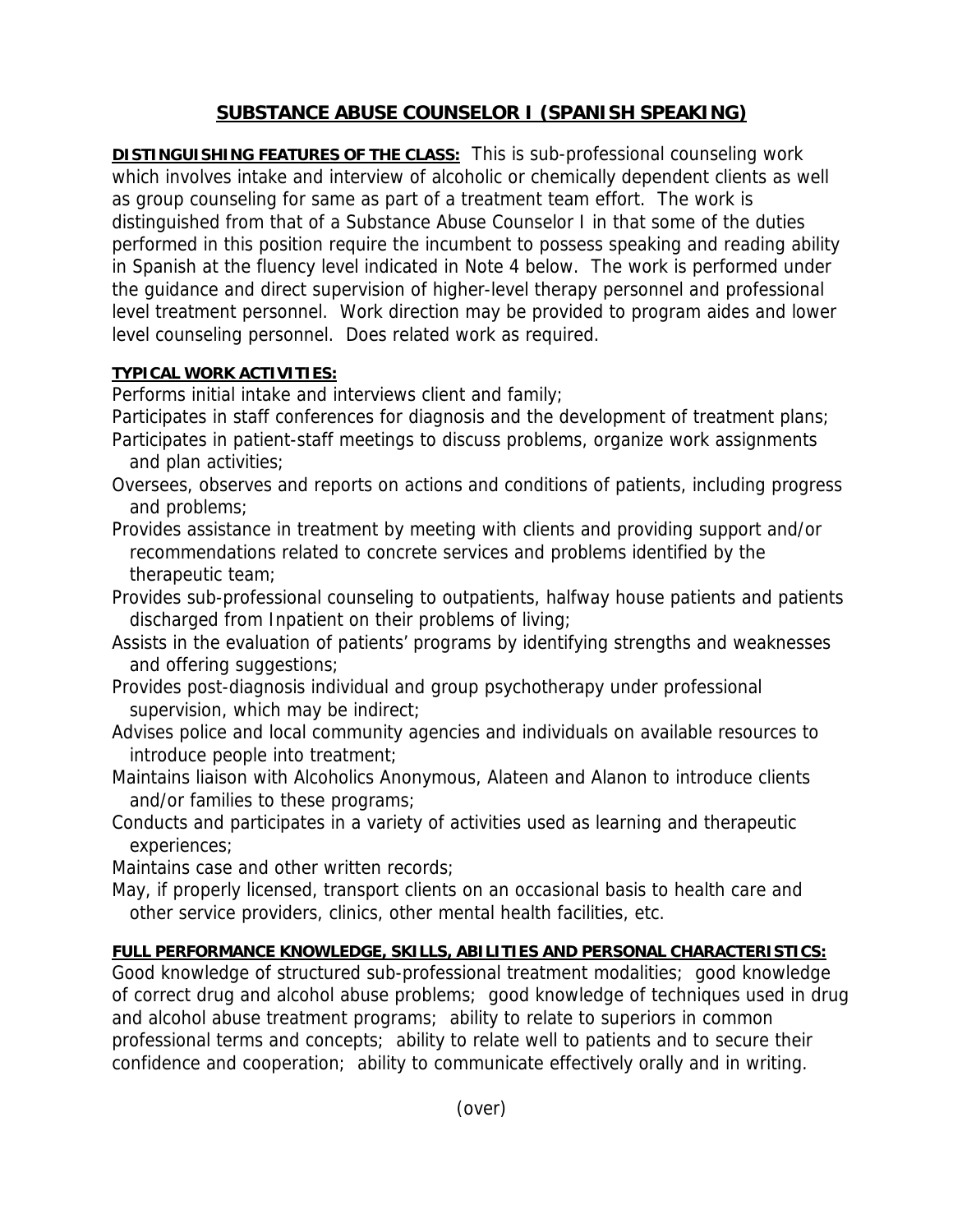# SUBSTANCE ABUSE COUNSELOR I (SPANISH SPEAKING)

**DISTINGUISHING FEATURES OF THE CLASS:** This is sub-professional counseling work which involves intake and interview of alcoholic or chemically dependent clients as well as group counseling for same as part of a treatment team effort. The work is distinguished from that of a Substance Abuse Counselor I in that some of the duties performed in this position require the incumbent to possess speaking and reading ability in Spanish at the fluency level indicated in Note 4 below. The work is performed under the guidance and direct supervision of higher-level therapy personnel and professional level treatment personnel. Work direction may be provided to program aides and lower level counseling personnel. Does related work as required.

**TYPICAL WORK ACTIVITIES:**

Performs initial intake and interviews client and family;
Participates in staff conferences for diagnosis and the development of treatment plans;
Participates in patient-staff meetings to discuss problems, organize work assignments and plan activities;
Oversees, observes and reports on actions and conditions of patients, including progress and problems;
Provides assistance in treatment by meeting with clients and providing support and/or recommendations related to concrete services and problems identified by the therapeutic team;
Provides sub-professional counseling to outpatients, halfway house patients and patients discharged from Inpatient on their problems of living;
Assists in the evaluation of patients' programs by identifying strengths and weaknesses and offering suggestions;
Provides post-diagnosis individual and group psychotherapy under professional supervision, which may be indirect;
Advises police and local community agencies and individuals on available resources to introduce people into treatment;
Maintains liaison with Alcoholics Anonymous, Alateen and Alanon to introduce clients and/or families to these programs;
Conducts and participates in a variety of activities used as learning and therapeutic experiences;
Maintains case and other written records;
May, if properly licensed, transport clients on an occasional basis to health care and other service providers, clinics, other mental health facilities, etc.

**FULL PERFORMANCE KNOWLEDGE, SKILLS, ABILITIES AND PERSONAL CHARACTERISTICS:**
Good knowledge of structured sub-professional treatment modalities; good knowledge of correct drug and alcohol abuse problems; good knowledge of techniques used in drug and alcohol abuse treatment programs; ability to relate to superiors in common professional terms and concepts; ability to relate well to patients and to secure their confidence and cooperation; ability to communicate effectively orally and in writing.

(over)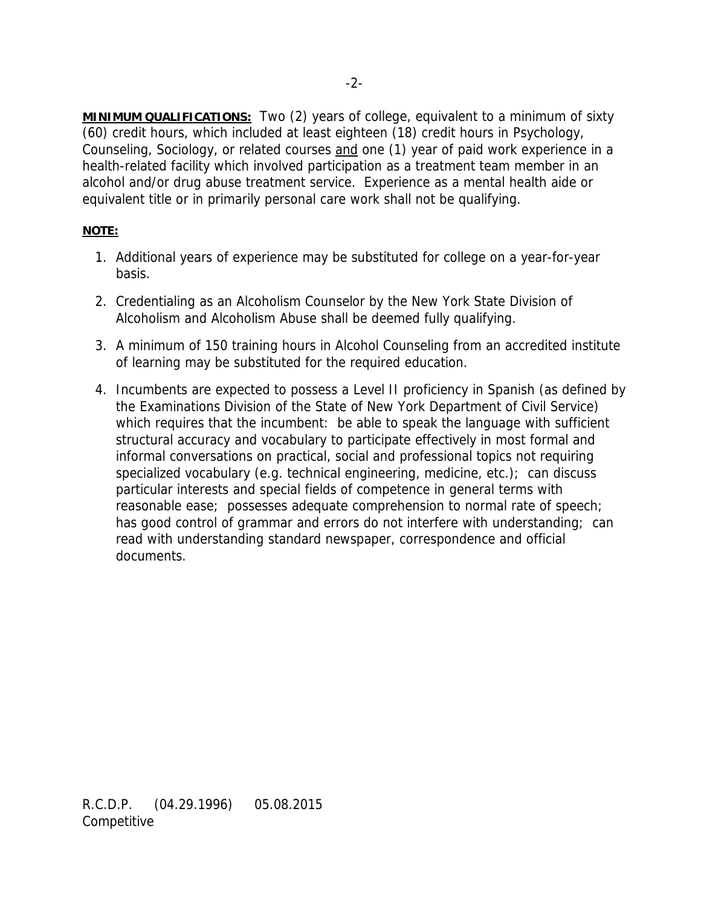**MINIMUM QUALIFICATIONS:** Two (2) years of college, equivalent to a minimum of sixty (60) credit hours, which included at least eighteen (18) credit hours in Psychology, Counseling, Sociology, or related courses and one (1) year of paid work experience in a health-related facility which involved participation as a treatment team member in an alcohol and/or drug abuse treatment service. Experience as a mental health aide or equivalent title or in primarily personal care work shall not be qualifying.

**NOTE:**

1. Additional years of experience may be substituted for college on a year-for-year basis.
2. Credentialing as an Alcoholism Counselor by the New York State Division of Alcoholism and Alcoholism Abuse shall be deemed fully qualifying.
3. A minimum of 150 training hours in Alcohol Counseling from an accredited institute of learning may be substituted for the required education.
4. Incumbents are expected to possess a Level II proficiency in Spanish (as defined by the Examinations Division of the State of New York Department of Civil Service) which requires that the incumbent: be able to speak the language with sufficient structural accuracy and vocabulary to participate effectively in most formal and informal conversations on practical, social and professional topics not requiring specialized vocabulary (e.g. technical engineering, medicine, etc.); can discuss particular interests and special fields of competence in general terms with reasonable ease; possesses adequate comprehension to normal rate of speech; has good control of grammar and errors do not interfere with understanding; can read with understanding standard newspaper, correspondence and official documents.

R.C.D.P. (04.29.1996) 05.08.2015
Competitive